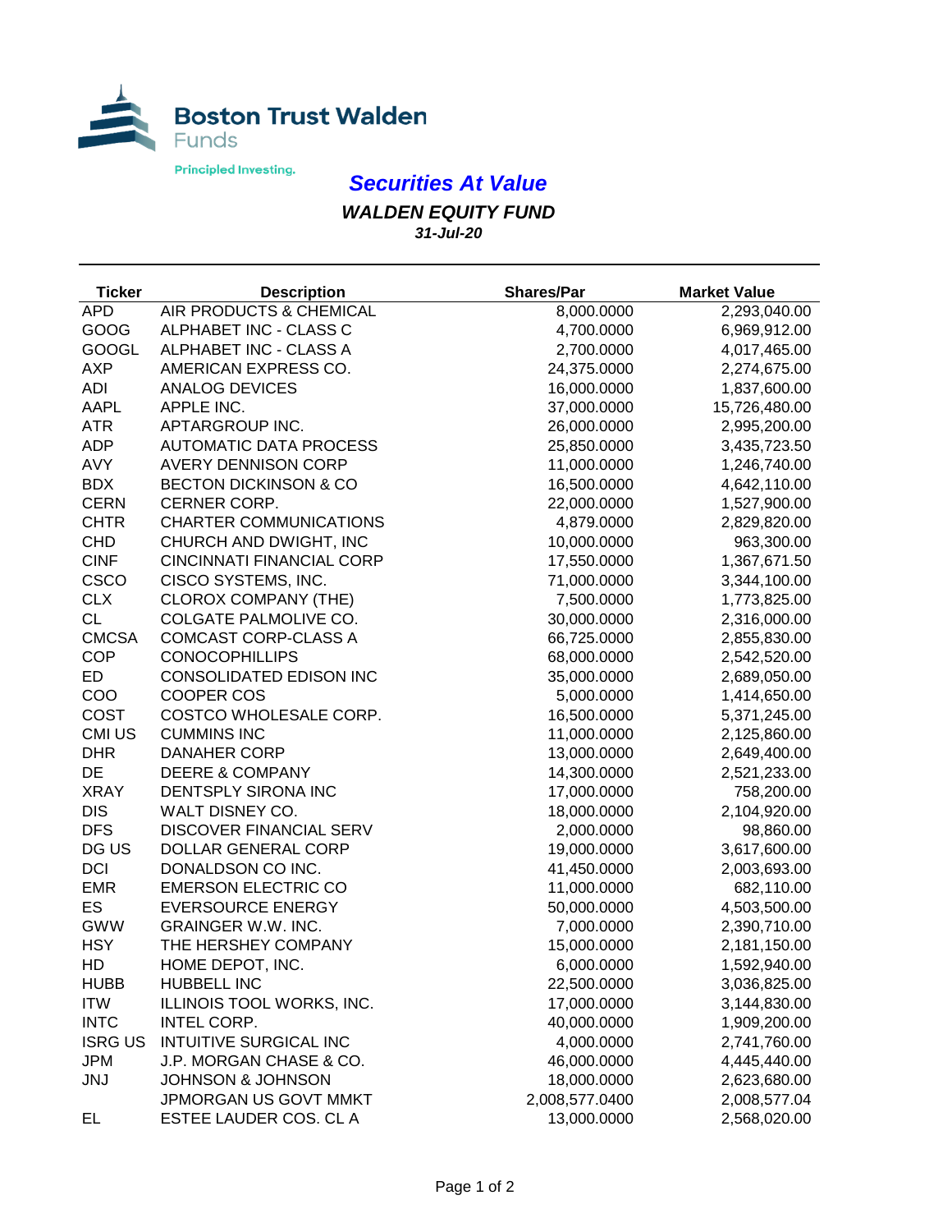Boston Trust Walden Funds

Principled Investing.

# *Securities At Value*

## *WALDEN EQUITY FUND*

***31-Jul-20***

| Ticker | Description | Shares/Par | Market Value |
|---|---|---|---|
| APD | AIR PRODUCTS & CHEMICAL | 8,000.0000 | 2,293,040.00 |
| GOOG | ALPHABET INC - CLASS C | 4,700.0000 | 6,969,912.00 |
| GOOGL | ALPHABET INC - CLASS A | 2,700.0000 | 4,017,465.00 |
| AXP | AMERICAN EXPRESS CO. | 24,375.0000 | 2,274,675.00 |
| ADI | ANALOG DEVICES | 16,000.0000 | 1,837,600.00 |
| AAPL | APPLE INC. | 37,000.0000 | 15,726,480.00 |
| ATR | APTARGROUP INC. | 26,000.0000 | 2,995,200.00 |
| ADP | AUTOMATIC DATA PROCESS | 25,850.0000 | 3,435,723.50 |
| AVY | AVERY DENNISON CORP | 11,000.0000 | 1,246,740.00 |
| BDX | BECTON DICKINSON & CO | 16,500.0000 | 4,642,110.00 |
| CERN | CERNER CORP. | 22,000.0000 | 1,527,900.00 |
| CHTR | CHARTER COMMUNICATIONS | 4,879.0000 | 2,829,820.00 |
| CHD | CHURCH AND DWIGHT, INC | 10,000.0000 | 963,300.00 |
| CINF | CINCINNATI FINANCIAL CORP | 17,550.0000 | 1,367,671.50 |
| CSCO | CISCO SYSTEMS, INC. | 71,000.0000 | 3,344,100.00 |
| CLX | CLOROX COMPANY (THE) | 7,500.0000 | 1,773,825.00 |
| CL | COLGATE PALMOLIVE CO. | 30,000.0000 | 2,316,000.00 |
| CMCSA | COMCAST CORP-CLASS A | 66,725.0000 | 2,855,830.00 |
| COP | CONOCOPHILLIPS | 68,000.0000 | 2,542,520.00 |
| ED | CONSOLIDATED EDISON INC | 35,000.0000 | 2,689,050.00 |
| COO | COOPER COS | 5,000.0000 | 1,414,650.00 |
| COST | COSTCO WHOLESALE CORP. | 16,500.0000 | 5,371,245.00 |
| CMI US | CUMMINS INC | 11,000.0000 | 2,125,860.00 |
| DHR | DANAHER CORP | 13,000.0000 | 2,649,400.00 |
| DE | DEERE & COMPANY | 14,300.0000 | 2,521,233.00 |
| XRAY | DENTSPLY SIRONA INC | 17,000.0000 | 758,200.00 |
| DIS | WALT DISNEY CO. | 18,000.0000 | 2,104,920.00 |
| DFS | DISCOVER FINANCIAL SERV | 2,000.0000 | 98,860.00 |
| DG US | DOLLAR GENERAL CORP | 19,000.0000 | 3,617,600.00 |
| DCI | DONALDSON CO INC. | 41,450.0000 | 2,003,693.00 |
| EMR | EMERSON ELECTRIC CO | 11,000.0000 | 682,110.00 |
| ES | EVERSOURCE ENERGY | 50,000.0000 | 4,503,500.00 |
| GWW | GRAINGER W.W. INC. | 7,000.0000 | 2,390,710.00 |
| HSY | THE HERSHEY COMPANY | 15,000.0000 | 2,181,150.00 |
| HD | HOME DEPOT, INC. | 6,000.0000 | 1,592,940.00 |
| HUBB | HUBBELL INC | 22,500.0000 | 3,036,825.00 |
| ITW | ILLINOIS TOOL WORKS, INC. | 17,000.0000 | 3,144,830.00 |
| INTC | INTEL CORP. | 40,000.0000 | 1,909,200.00 |
| ISRG US | INTUITIVE SURGICAL INC | 4,000.0000 | 2,741,760.00 |
| JPM | J.P. MORGAN CHASE & CO. | 46,000.0000 | 4,445,440.00 |
| JNJ | JOHNSON & JOHNSON | 18,000.0000 | 2,623,680.00 |
| | JPMORGAN US GOVT MMKT | 2,008,577.0400 | 2,008,577.04 |
| EL | ESTEE LAUDER COS. CL A | 13,000.0000 | 2,568,020.00 |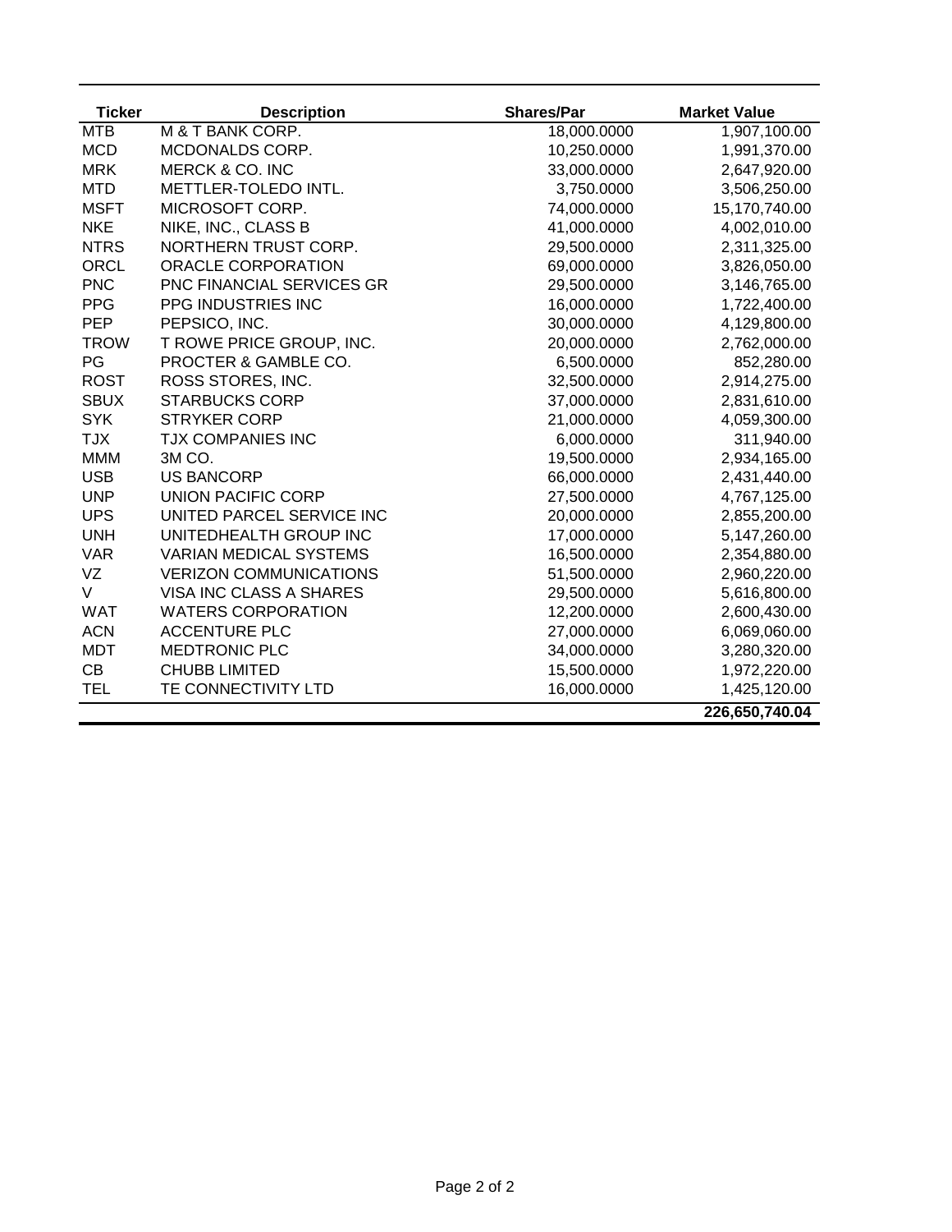| Ticker | Description | Shares/Par | Market Value |
|---|---|---|---|
| MTB | M & T BANK CORP. | 18,000.0000 | 1,907,100.00 |
| MCD | MCDONALDS CORP. | 10,250.0000 | 1,991,370.00 |
| MRK | MERCK & CO. INC | 33,000.0000 | 2,647,920.00 |
| MTD | METTLER-TOLEDO INTL. | 3,750.0000 | 3,506,250.00 |
| MSFT | MICROSOFT CORP. | 74,000.0000 | 15,170,740.00 |
| NKE | NIKE, INC., CLASS B | 41,000.0000 | 4,002,010.00 |
| NTRS | NORTHERN TRUST CORP. | 29,500.0000 | 2,311,325.00 |
| ORCL | ORACLE CORPORATION | 69,000.0000 | 3,826,050.00 |
| PNC | PNC FINANCIAL SERVICES GR | 29,500.0000 | 3,146,765.00 |
| PPG | PPG INDUSTRIES INC | 16,000.0000 | 1,722,400.00 |
| PEP | PEPSICO, INC. | 30,000.0000 | 4,129,800.00 |
| TROW | T ROWE PRICE GROUP, INC. | 20,000.0000 | 2,762,000.00 |
| PG | PROCTER & GAMBLE CO. | 6,500.0000 | 852,280.00 |
| ROST | ROSS STORES, INC. | 32,500.0000 | 2,914,275.00 |
| SBUX | STARBUCKS CORP | 37,000.0000 | 2,831,610.00 |
| SYK | STRYKER CORP | 21,000.0000 | 4,059,300.00 |
| TJX | TJX COMPANIES INC | 6,000.0000 | 311,940.00 |
| MMM | 3M CO. | 19,500.0000 | 2,934,165.00 |
| USB | US BANCORP | 66,000.0000 | 2,431,440.00 |
| UNP | UNION PACIFIC CORP | 27,500.0000 | 4,767,125.00 |
| UPS | UNITED PARCEL SERVICE INC | 20,000.0000 | 2,855,200.00 |
| UNH | UNITEDHEALTH GROUP INC | 17,000.0000 | 5,147,260.00 |
| VAR | VARIAN MEDICAL SYSTEMS | 16,500.0000 | 2,354,880.00 |
| VZ | VERIZON COMMUNICATIONS | 51,500.0000 | 2,960,220.00 |
| V | VISA INC CLASS A SHARES | 29,500.0000 | 5,616,800.00 |
| WAT | WATERS CORPORATION | 12,200.0000 | 2,600,430.00 |
| ACN | ACCENTURE PLC | 27,000.0000 | 6,069,060.00 |
| MDT | MEDTRONIC PLC | 34,000.0000 | 3,280,320.00 |
| CB | CHUBB LIMITED | 15,500.0000 | 1,972,220.00 |
| TEL | TE CONNECTIVITY LTD | 16,000.0000 | 1,425,120.00 |
| | | | **226,650,740.04** |